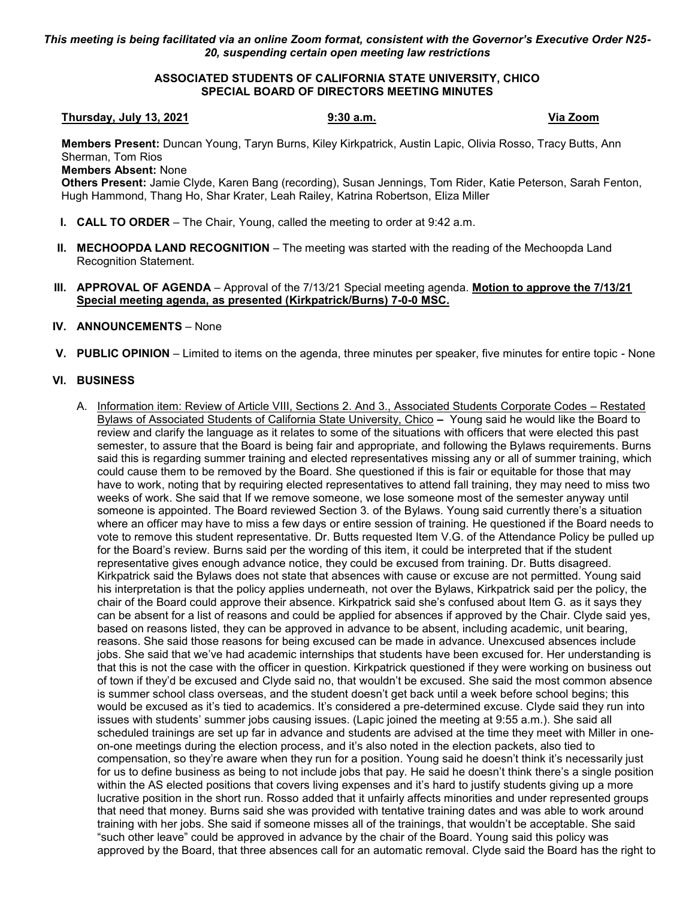*This meeting is being facilitated via an online Zoom format, consistent with the Governor's Executive Order N25-20, suspending certain open meeting law restrictions*

**ASSOCIATED STUDENTS OF CALIFORNIA STATE UNIVERSITY, CHICO**
**SPECIAL BOARD OF DIRECTORS MEETING MINUTES**

**Thursday, July 13, 2021** **9:30 a.m.** **Via Zoom**

**Members Present:** Duncan Young, Taryn Burns, Kiley Kirkpatrick, Austin Lapic, Olivia Rosso, Tracy Butts, Ann Sherman, Tom Rios
**Members Absent:** None
**Others Present:** Jamie Clyde, Karen Bang (recording), Susan Jennings, Tom Rider, Katie Peterson, Sarah Fenton, Hugh Hammond, Thang Ho, Shar Krater, Leah Railey, Katrina Robertson, Eliza Miller

I. **CALL TO ORDER** – The Chair, Young, called the meeting to order at 9:42 a.m.

II. **MECHOOPDA LAND RECOGNITION** – The meeting was started with the reading of the Mechoopda Land Recognition Statement.

III. **APPROVAL OF AGENDA** – Approval of the 7/13/21 Special meeting agenda. **Motion to approve the 7/13/21 Special meeting agenda, as presented (Kirkpatrick/Burns) 7-0-0 MSC.**

IV. **ANNOUNCEMENTS** – None

V. **PUBLIC OPINION** – Limited to items on the agenda, three minutes per speaker, five minutes for entire topic - None

VI. **BUSINESS**

A. Information item: Review of Article VIII, Sections 2. And 3., Associated Students Corporate Codes – Restated Bylaws of Associated Students of California State University, Chico – Young said he would like the Board to review and clarify the language as it relates to some of the situations with officers that were elected this past semester, to assure that the Board is being fair and appropriate, and following the Bylaws requirements. Burns said this is regarding summer training and elected representatives missing any or all of summer training, which could cause them to be removed by the Board. She questioned if this is fair or equitable for those that may have to work, noting that by requiring elected representatives to attend fall training, they may need to miss two weeks of work. She said that If we remove someone, we lose someone most of the semester anyway until someone is appointed. The Board reviewed Section 3. of the Bylaws. Young said currently there's a situation where an officer may have to miss a few days or entire session of training. He questioned if the Board needs to vote to remove this student representative. Dr. Butts requested Item V.G. of the Attendance Policy be pulled up for the Board's review. Burns said per the wording of this item, it could be interpreted that if the student representative gives enough advance notice, they could be excused from training. Dr. Butts disagreed. Kirkpatrick said the Bylaws does not state that absences with cause or excuse are not permitted. Young said his interpretation is that the policy applies underneath, not over the Bylaws, Kirkpatrick said per the policy, the chair of the Board could approve their absence. Kirkpatrick said she's confused about Item G. as it says they can be absent for a list of reasons and could be applied for absences if approved by the Chair. Clyde said yes, based on reasons listed, they can be approved in advance to be absent, including academic, unit bearing, reasons. She said those reasons for being excused can be made in advance. Unexcused absences include jobs. She said that we've had academic internships that students have been excused for. Her understanding is that this is not the case with the officer in question. Kirkpatrick questioned if they were working on business out of town if they'd be excused and Clyde said no, that wouldn't be excused. She said the most common absence is summer school class overseas, and the student doesn't get back until a week before school begins; this would be excused as it's tied to academics. It's considered a pre-determined excuse. Clyde said they run into issues with students' summer jobs causing issues. (Lapic joined the meeting at 9:55 a.m.). She said all scheduled trainings are set up far in advance and students are advised at the time they meet with Miller in one-on-one meetings during the election process, and it's also noted in the election packets, also tied to compensation, so they're aware when they run for a position. Young said he doesn't think it's necessarily just for us to define business as being to not include jobs that pay. He said he doesn't think there's a single position within the AS elected positions that covers living expenses and it's hard to justify students giving up a more lucrative position in the short run. Rosso added that it unfairly affects minorities and under represented groups that need that money. Burns said she was provided with tentative training dates and was able to work around training with her jobs. She said if someone misses all of the trainings, that wouldn't be acceptable. She said "such other leave" could be approved in advance by the chair of the Board. Young said this policy was approved by the Board, that three absences call for an automatic removal. Clyde said the Board has the right to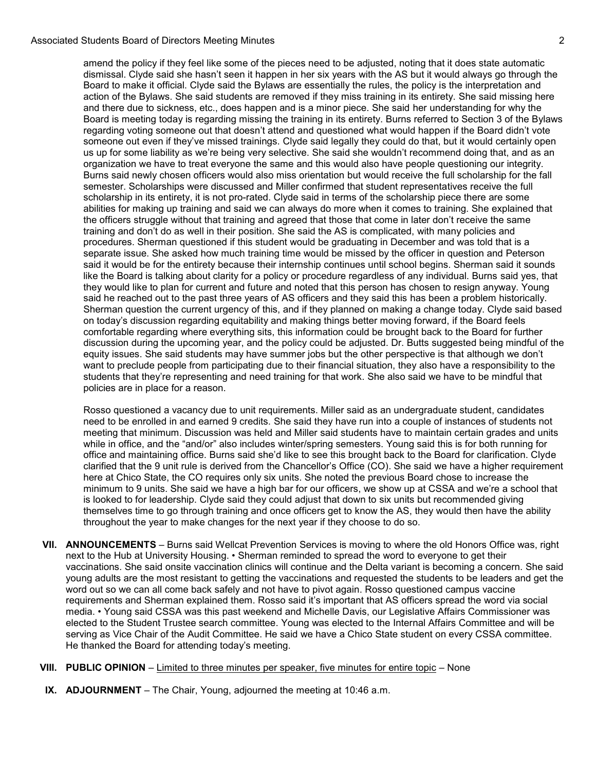amend the policy if they feel like some of the pieces need to be adjusted, noting that it does state automatic dismissal. Clyde said she hasn't seen it happen in her six years with the AS but it would always go through the Board to make it official. Clyde said the Bylaws are essentially the rules, the policy is the interpretation and action of the Bylaws. She said students are removed if they miss training in its entirety. She said missing here and there due to sickness, etc., does happen and is a minor piece. She said her understanding for why the Board is meeting today is regarding missing the training in its entirety. Burns referred to Section 3 of the Bylaws regarding voting someone out that doesn't attend and questioned what would happen if the Board didn't vote someone out even if they've missed trainings. Clyde said legally they could do that, but it would certainly open us up for some liability as we're being very selective. She said she wouldn't recommend doing that, and as an organization we have to treat everyone the same and this would also have people questioning our integrity. Burns said newly chosen officers would also miss orientation but would receive the full scholarship for the fall semester. Scholarships were discussed and Miller confirmed that student representatives receive the full scholarship in its entirety, it is not pro-rated. Clyde said in terms of the scholarship piece there are some abilities for making up training and said we can always do more when it comes to training. She explained that the officers struggle without that training and agreed that those that come in later don't receive the same training and don't do as well in their position. She said the AS is complicated, with many policies and procedures. Sherman questioned if this student would be graduating in December and was told that is a separate issue. She asked how much training time would be missed by the officer in question and Peterson said it would be for the entirety because their internship continues until school begins. Sherman said it sounds like the Board is talking about clarity for a policy or procedure regardless of any individual. Burns said yes, that they would like to plan for current and future and noted that this person has chosen to resign anyway. Young said he reached out to the past three years of AS officers and they said this has been a problem historically. Sherman question the current urgency of this, and if they planned on making a change today. Clyde said based on today's discussion regarding equitability and making things better moving forward, if the Board feels comfortable regarding where everything sits, this information could be brought back to the Board for further discussion during the upcoming year, and the policy could be adjusted. Dr. Butts suggested being mindful of the equity issues. She said students may have summer jobs but the other perspective is that although we don't want to preclude people from participating due to their financial situation, they also have a responsibility to the students that they're representing and need training for that work. She also said we have to be mindful that policies are in place for a reason.

Rosso questioned a vacancy due to unit requirements. Miller said as an undergraduate student, candidates need to be enrolled in and earned 9 credits. She said they have run into a couple of instances of students not meeting that minimum. Discussion was held and Miller said students have to maintain certain grades and units while in office, and the "and/or" also includes winter/spring semesters. Young said this is for both running for office and maintaining office. Burns said she'd like to see this brought back to the Board for clarification. Clyde clarified that the 9 unit rule is derived from the Chancellor's Office (CO). She said we have a higher requirement here at Chico State, the CO requires only six units. She noted the previous Board chose to increase the minimum to 9 units. She said we have a high bar for our officers, we show up at CSSA and we're a school that is looked to for leadership. Clyde said they could adjust that down to six units but recommended giving themselves time to go through training and once officers get to know the AS, they would then have the ability throughout the year to make changes for the next year if they choose to do so.

**VII. ANNOUNCEMENTS** – Burns said Wellcat Prevention Services is moving to where the old Honors Office was, right next to the Hub at University Housing. • Sherman reminded to spread the word to everyone to get their vaccinations. She said onsite vaccination clinics will continue and the Delta variant is becoming a concern. She said young adults are the most resistant to getting the vaccinations and requested the students to be leaders and get the word out so we can all come back safely and not have to pivot again. Rosso questioned campus vaccine requirements and Sherman explained them. Rosso said it's important that AS officers spread the word via social media. • Young said CSSA was this past weekend and Michelle Davis, our Legislative Affairs Commissioner was elected to the Student Trustee search committee. Young was elected to the Internal Affairs Committee and will be serving as Vice Chair of the Audit Committee. He said we have a Chico State student on every CSSA committee. He thanked the Board for attending today's meeting.

**VIII. PUBLIC OPINION** – Limited to three minutes per speaker, five minutes for entire topic – None

**IX. ADJOURNMENT** – The Chair, Young, adjourned the meeting at 10:46 a.m.